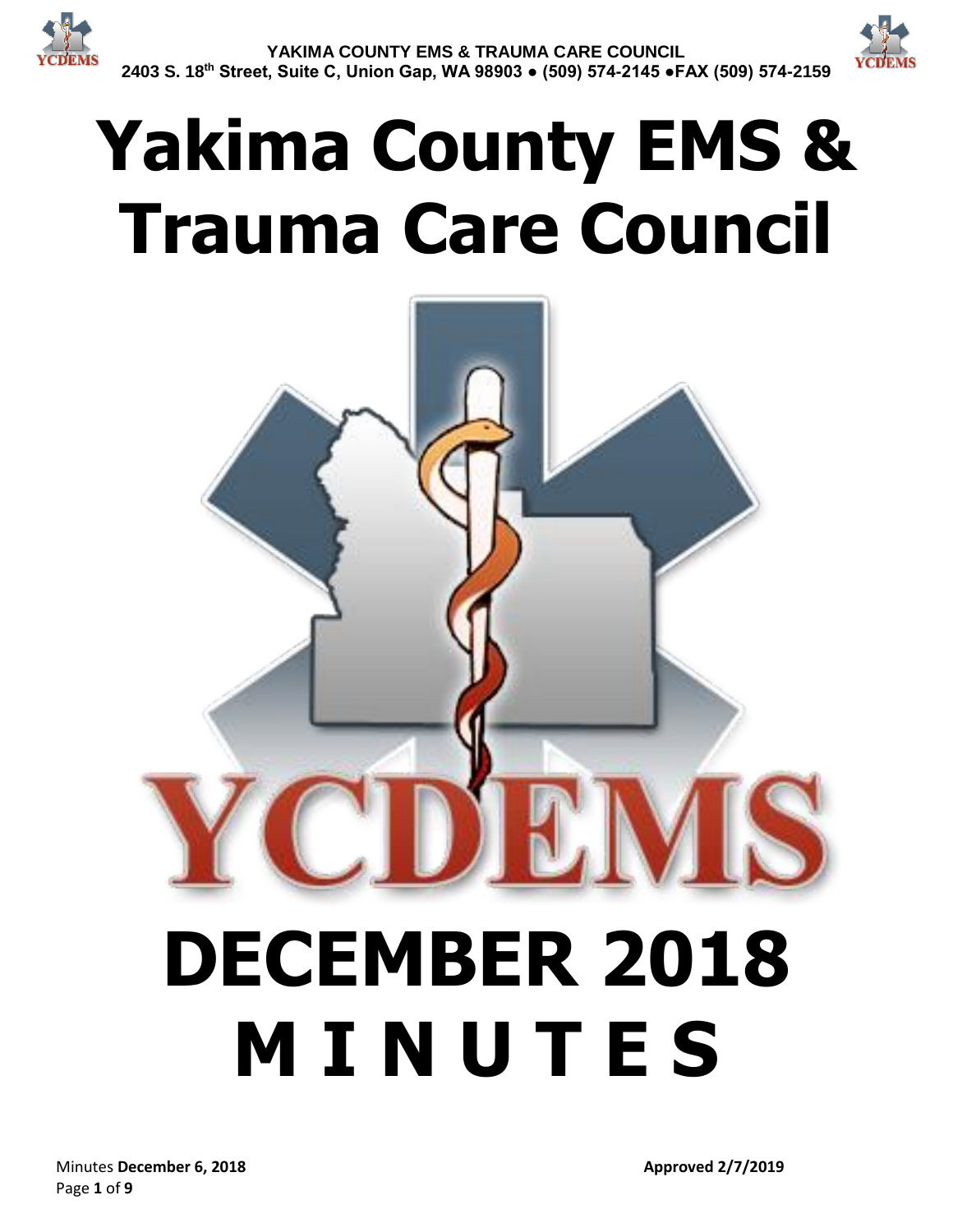# Yakima County EMS & Trauma Care Council

# DECEMBER 2018 MINUTES

Minutes **December 6, 2018** **Approved 2/7/2019**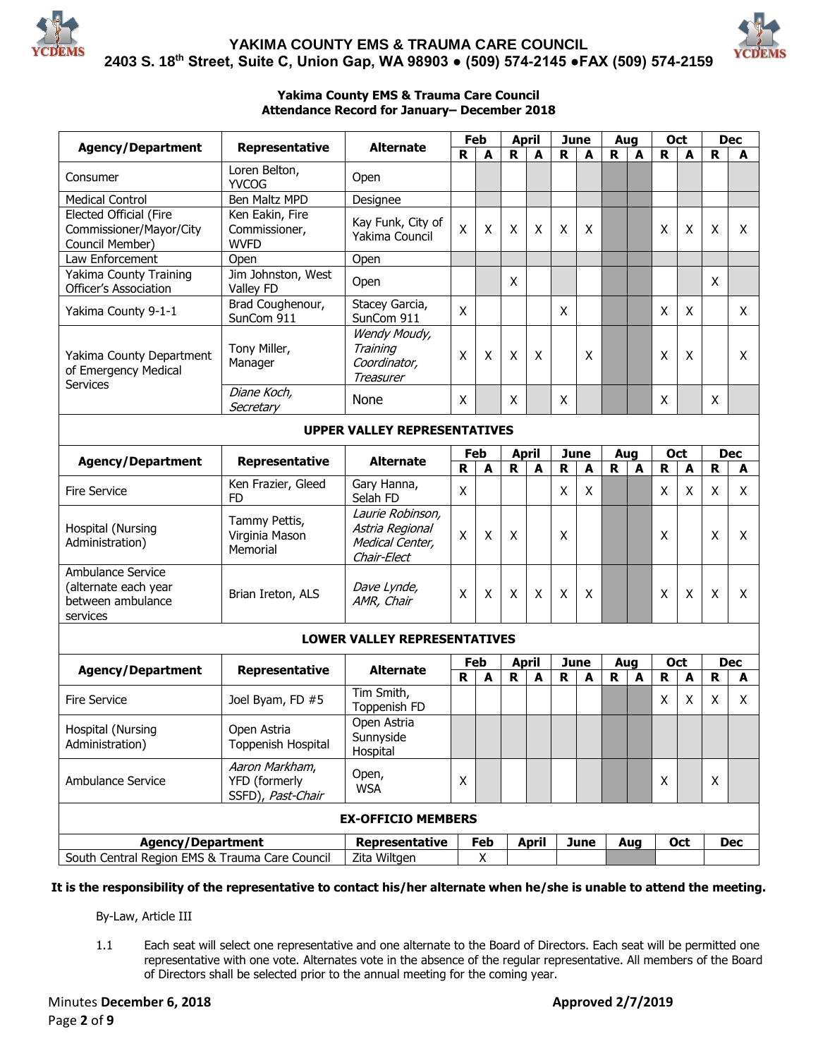# YAKIMA COUNTY EMS & TRAUMA CARE COUNCIL

**2403 S. 18th Street, Suite C, Union Gap, WA 98903 ● (509) 574-2145 ●FAX (509) 574-2159**

**Yakima County EMS & Trauma Care Council**
**Attendance Record for January– December 2018**

| Agency/Department | Representative | Alternate | Feb | | April | | June | | Aug | | Oct | | Dec | |
|---|---|---|---|---|---|---|---|---|---|---|---|---|---|---|
| | | | R | A | R | A | R | A | R | A | R | A | R | A |
| Consumer | Loren Belton, YVCOG | Open | | | | | | | | | | | | |
| Medical Control | Ben Maltz MPD | Designee | | | | | | | | | | | | |
| Elected Official (Fire Commissioner/Mayor/City Council Member) | Ken Eakin, Fire Commissioner, WVFD | Kay Funk, City of Yakima Council | X | X | X | X | X | X | | | X | X | X | X |
| Law Enforcement | Open | Open | | | | | | | | | | | | |
| Yakima County Training Officer's Association | Jim Johnston, West Valley FD | Open | | | X | | | | | | | | X | |
| Yakima County 9-1-1 | Brad Coughenour, SunCom 911 | Stacey Garcia, SunCom 911 | X | | | | X | | | | X | X | | X |
| Yakima County Department of Emergency Medical Services | Tony Miller, Manager | *Wendy Moudy, Training Coordinator, Treasurer* | X | X | X | X | | X | | | X | X | | X |
| | *Diane Koch, Secretary* | None | X | | X | | X | | | | X | | X | |
| **UPPER VALLEY REPRESENTATIVES** | | | | | | | | | | | | | | |
| **Agency/Department** | **Representative** | **Alternate** | **Feb R** | **Feb A** | **April R** | **April A** | **June R** | **June A** | **Aug R** | **Aug A** | **Oct R** | **Oct A** | **Dec R** | **Dec A** |
| Fire Service | Ken Frazier, Gleed FD | Gary Hanna, Selah FD | X | | | | X | X | | | X | X | X | X |
| Hospital (Nursing Administration) | Tammy Pettis, Virginia Mason Memorial | *Laurie Robinson, Astria Regional Medical Center, Chair-Elect* | X | X | X | | X | | | | X | | X | X |
| Ambulance Service (alternate each year between ambulance services | Brian Ireton, ALS | *Dave Lynde, AMR, Chair* | X | X | X | X | X | X | | | X | X | X | X |
| **LOWER VALLEY REPRESENTATIVES** | | | | | | | | | | | | | | |
| **Agency/Department** | **Representative** | **Alternate** | **Feb R** | **Feb A** | **April R** | **April A** | **June R** | **June A** | **Aug R** | **Aug A** | **Oct R** | **Oct A** | **Dec R** | **Dec A** |
| Fire Service | Joel Byam, FD #5 | Tim Smith, Toppenish FD | | | | | | | | | X | X | X | X |
| Hospital (Nursing Administration) | Open Astria Toppenish Hospital | Open Astria Sunnyside Hospital | | | | | | | | | | | | |
| Ambulance Service | *Aaron Markham,* YFD (formerly SSFD), *Past-Chair* | Open, WSA | X | | | | | | | | X | | X | |

**EX-OFFICIO MEMBERS**

| Agency/Department | Representative | Feb | April | June | Aug | Oct | Dec |
|---|---|---|---|---|---|---|---|
| South Central Region EMS & Trauma Care Council | Zita Wiltgen | X | | | | | |

**It is the responsibility of the representative to contact his/her alternate when he/she is unable to attend the meeting.**

By-Law, Article III

1.1 Each seat will select one representative and one alternate to the Board of Directors. Each seat will be permitted one representative with one vote. Alternates vote in the absence of the regular representative. All members of the Board of Directors shall be selected prior to the annual meeting for the coming year.

Minutes **December 6, 2018** **Approved 2/7/2019**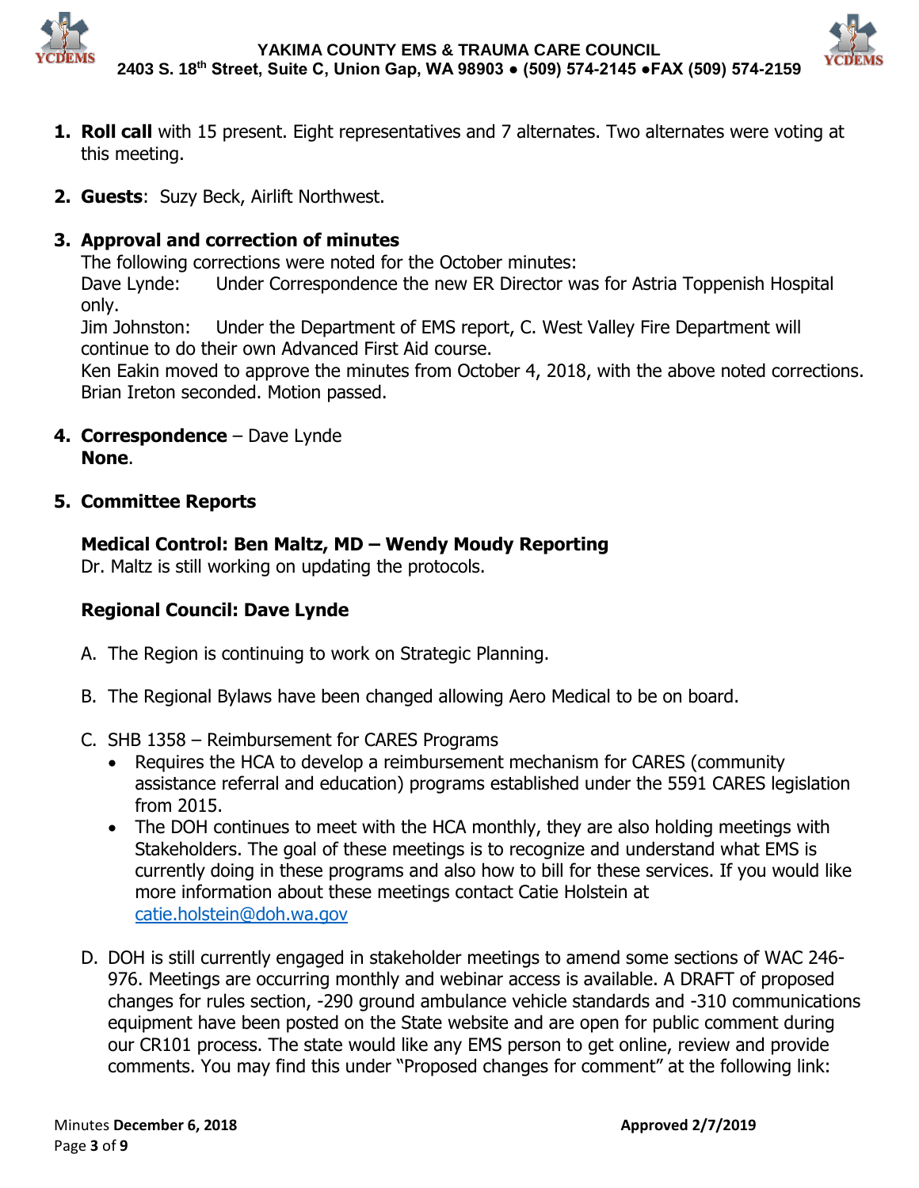1. **Roll call** with 15 present. Eight representatives and 7 alternates. Two alternates were voting at this meeting.

2. **Guests**: Suzy Beck, Airlift Northwest.

3. **Approval and correction of minutes**
   The following corrections were noted for the October minutes:
   Dave Lynde: Under Correspondence the new ER Director was for Astria Toppenish Hospital only.
   Jim Johnston: Under the Department of EMS report, C. West Valley Fire Department will continue to do their own Advanced First Aid course.
   Ken Eakin moved to approve the minutes from October 4, 2018, with the above noted corrections. Brian Ireton seconded. Motion passed.

4. **Correspondence** – Dave Lynde
   **None**.

5. **Committee Reports**

   **Medical Control: Ben Maltz, MD – Wendy Moudy Reporting**
   Dr. Maltz is still working on updating the protocols.

   **Regional Council: Dave Lynde**

   A. The Region is continuing to work on Strategic Planning.

   B. The Regional Bylaws have been changed allowing Aero Medical to be on board.

   C. SHB 1358 – Reimbursement for CARES Programs
      - Requires the HCA to develop a reimbursement mechanism for CARES (community assistance referral and education) programs established under the 5591 CARES legislation from 2015.
      - The DOH continues to meet with the HCA monthly, they are also holding meetings with Stakeholders. The goal of these meetings is to recognize and understand what EMS is currently doing in these programs and also how to bill for these services. If you would like more information about these meetings contact Catie Holstein at catie.holstein@doh.wa.gov

   D. DOH is still currently engaged in stakeholder meetings to amend some sections of WAC 246-976. Meetings are occurring monthly and webinar access is available. A DRAFT of proposed changes for rules section, -290 ground ambulance vehicle standards and -310 communications equipment have been posted on the State website and are open for public comment during our CR101 process. The state would like any EMS person to get online, review and provide comments. You may find this under "Proposed changes for comment" at the following link: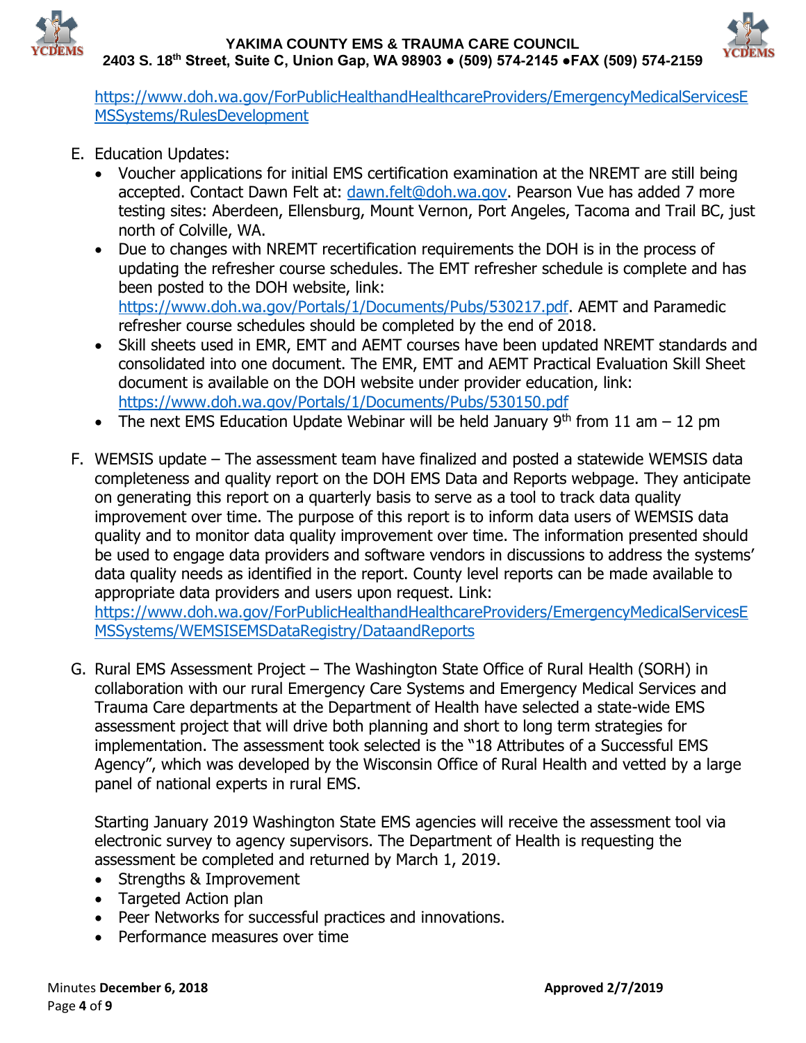https://www.doh.wa.gov/ForPublicHealthandHealthcareProviders/EmergencyMedicalServicesEMSSystems/RulesDevelopment

E. Education Updates:
   - Voucher applications for initial EMS certification examination at the NREMT are still being accepted. Contact Dawn Felt at: dawn.felt@doh.wa.gov. Pearson Vue has added 7 more testing sites: Aberdeen, Ellensburg, Mount Vernon, Port Angeles, Tacoma and Trail BC, just north of Colville, WA.
   - Due to changes with NREMT recertification requirements the DOH is in the process of updating the refresher course schedules. The EMT refresher schedule is complete and has been posted to the DOH website, link: https://www.doh.wa.gov/Portals/1/Documents/Pubs/530217.pdf. AEMT and Paramedic refresher course schedules should be completed by the end of 2018.
   - Skill sheets used in EMR, EMT and AEMT courses have been updated NREMT standards and consolidated into one document. The EMR, EMT and AEMT Practical Evaluation Skill Sheet document is available on the DOH website under provider education, link: https://www.doh.wa.gov/Portals/1/Documents/Pubs/530150.pdf
   - The next EMS Education Update Webinar will be held January 9th from 11 am – 12 pm

F. WEMSIS update – The assessment team have finalized and posted a statewide WEMSIS data completeness and quality report on the DOH EMS Data and Reports webpage. They anticipate on generating this report on a quarterly basis to serve as a tool to track data quality improvement over time. The purpose of this report is to inform data users of WEMSIS data quality and to monitor data quality improvement over time. The information presented should be used to engage data providers and software vendors in discussions to address the systems' data quality needs as identified in the report. County level reports can be made available to appropriate data providers and users upon request. Link: https://www.doh.wa.gov/ForPublicHealthandHealthcareProviders/EmergencyMedicalServicesEMSSystems/WEMSISEMSDataRegistry/DataandReports

G. Rural EMS Assessment Project – The Washington State Office of Rural Health (SORH) in collaboration with our rural Emergency Care Systems and Emergency Medical Services and Trauma Care departments at the Department of Health have selected a state-wide EMS assessment project that will drive both planning and short to long term strategies for implementation. The assessment took selected is the "18 Attributes of a Successful EMS Agency", which was developed by the Wisconsin Office of Rural Health and vetted by a large panel of national experts in rural EMS.

   Starting January 2019 Washington State EMS agencies will receive the assessment tool via electronic survey to agency supervisors. The Department of Health is requesting the assessment be completed and returned by March 1, 2019.
   - Strengths & Improvement
   - Targeted Action plan
   - Peer Networks for successful practices and innovations.
   - Performance measures over time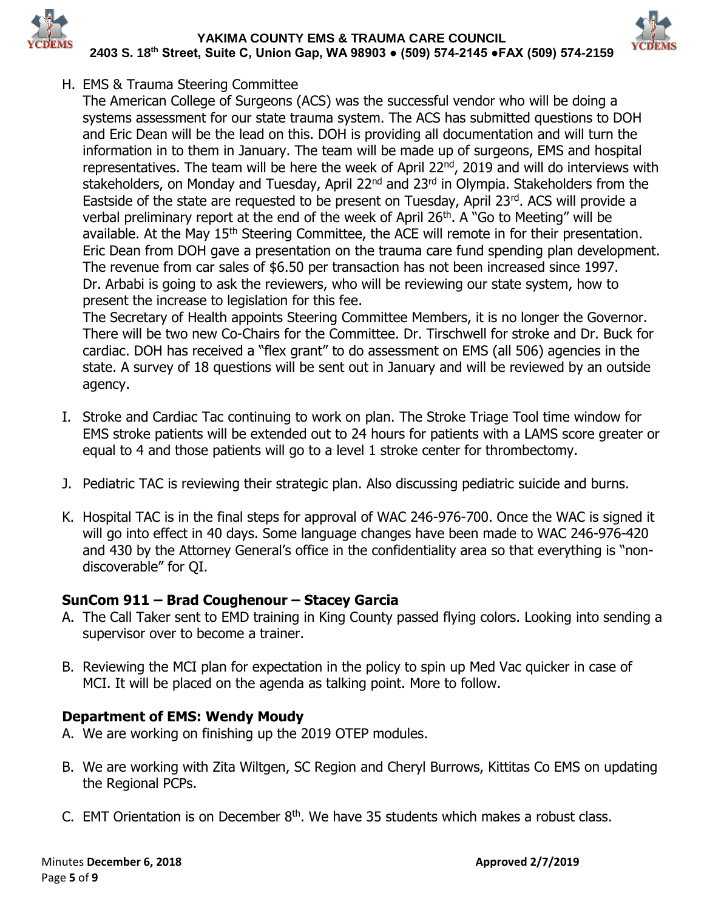H. EMS & Trauma Steering Committee

   The American College of Surgeons (ACS) was the successful vendor who will be doing a systems assessment for our state trauma system. The ACS has submitted questions to DOH and Eric Dean will be the lead on this. DOH is providing all documentation and will turn the information in to them in January. The team will be made up of surgeons, EMS and hospital representatives. The team will be here the week of April 22nd, 2019 and will do interviews with stakeholders, on Monday and Tuesday, April 22nd and 23rd in Olympia. Stakeholders from the Eastside of the state are requested to be present on Tuesday, April 23rd. ACS will provide a verbal preliminary report at the end of the week of April 26th. A "Go to Meeting" will be available. At the May 15th Steering Committee, the ACE will remote in for their presentation. Eric Dean from DOH gave a presentation on the trauma care fund spending plan development. The revenue from car sales of $6.50 per transaction has not been increased since 1997. Dr. Arbabi is going to ask the reviewers, who will be reviewing our state system, how to present the increase to legislation for this fee.

   The Secretary of Health appoints Steering Committee Members, it is no longer the Governor. There will be two new Co-Chairs for the Committee. Dr. Tirschwell for stroke and Dr. Buck for cardiac. DOH has received a "flex grant" to do assessment on EMS (all 506) agencies in the state. A survey of 18 questions will be sent out in January and will be reviewed by an outside agency.

I. Stroke and Cardiac Tac continuing to work on plan. The Stroke Triage Tool time window for EMS stroke patients will be extended out to 24 hours for patients with a LAMS score greater or equal to 4 and those patients will go to a level 1 stroke center for thrombectomy.

J. Pediatric TAC is reviewing their strategic plan. Also discussing pediatric suicide and burns.

K. Hospital TAC is in the final steps for approval of WAC 246-976-700. Once the WAC is signed it will go into effect in 40 days. Some language changes have been made to WAC 246-976-420 and 430 by the Attorney General's office in the confidentiality area so that everything is "non-discoverable" for QI.

**SunCom 911 – Brad Coughenour – Stacey Garcia**

A. The Call Taker sent to EMD training in King County passed flying colors. Looking into sending a supervisor over to become a trainer.

B. Reviewing the MCI plan for expectation in the policy to spin up Med Vac quicker in case of MCI. It will be placed on the agenda as talking point. More to follow.

**Department of EMS: Wendy Moudy**

A. We are working on finishing up the 2019 OTEP modules.

B. We are working with Zita Wiltgen, SC Region and Cheryl Burrows, Kittitas Co EMS on updating the Regional PCPs.

C. EMT Orientation is on December 8th. We have 35 students which makes a robust class.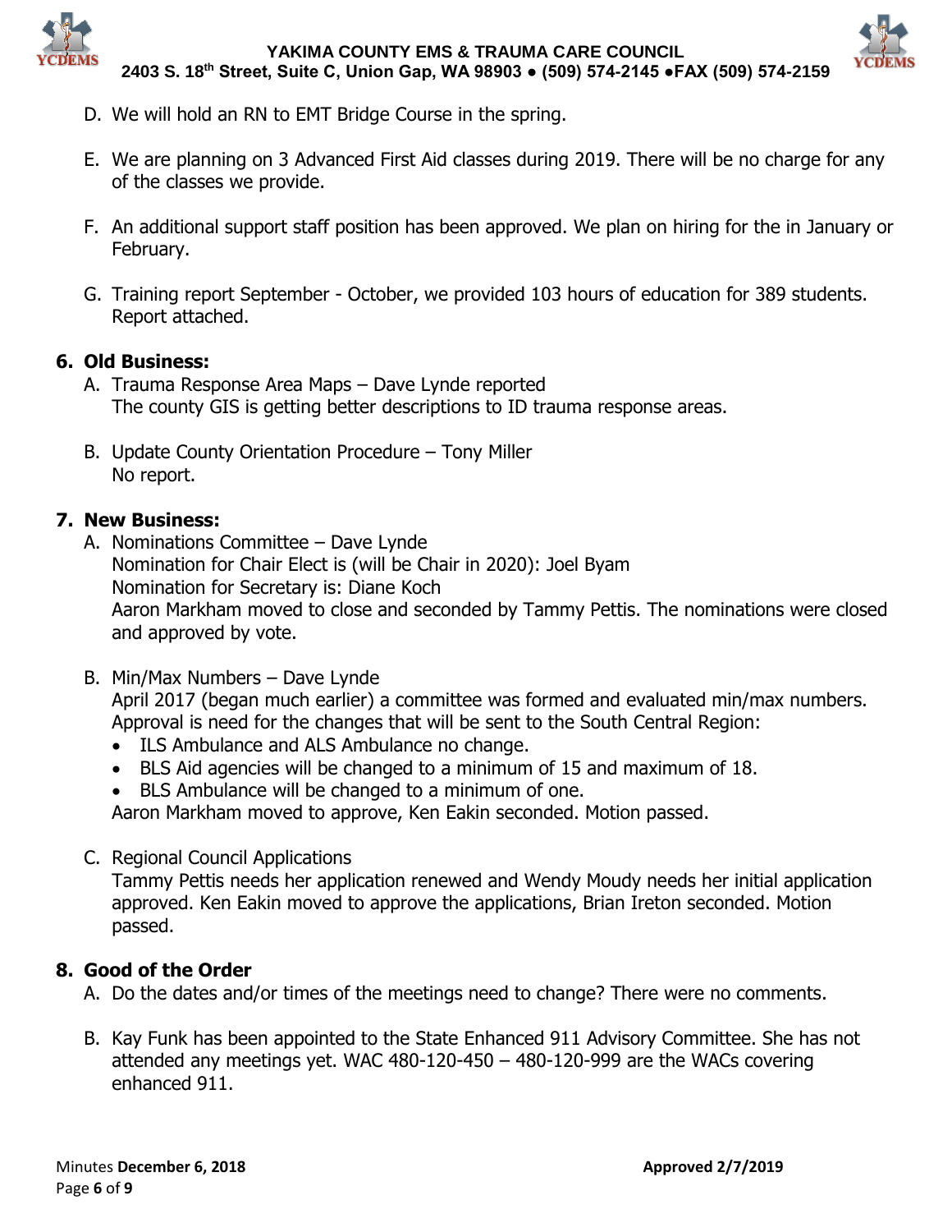D. We will hold an RN to EMT Bridge Course in the spring.

E. We are planning on 3 Advanced First Aid classes during 2019. There will be no charge for any of the classes we provide.

F. An additional support staff position has been approved. We plan on hiring for the in January or February.

G. Training report September - October, we provided 103 hours of education for 389 students. Report attached.

## 6. Old Business:

A. Trauma Response Area Maps – Dave Lynde reported
The county GIS is getting better descriptions to ID trauma response areas.

B. Update County Orientation Procedure – Tony Miller
No report.

## 7. New Business:

A. Nominations Committee – Dave Lynde
Nomination for Chair Elect is (will be Chair in 2020): Joel Byam
Nomination for Secretary is: Diane Koch
Aaron Markham moved to close and seconded by Tammy Pettis. The nominations were closed and approved by vote.

B. Min/Max Numbers – Dave Lynde
April 2017 (began much earlier) a committee was formed and evaluated min/max numbers. Approval is need for the changes that will be sent to the South Central Region:
- ILS Ambulance and ALS Ambulance no change.
- BLS Aid agencies will be changed to a minimum of 15 and maximum of 18.
- BLS Ambulance will be changed to a minimum of one.

Aaron Markham moved to approve, Ken Eakin seconded. Motion passed.

C. Regional Council Applications
Tammy Pettis needs her application renewed and Wendy Moudy needs her initial application approved. Ken Eakin moved to approve the applications, Brian Ireton seconded. Motion passed.

## 8. Good of the Order

A. Do the dates and/or times of the meetings need to change? There were no comments.

B. Kay Funk has been appointed to the State Enhanced 911 Advisory Committee. She has not attended any meetings yet. WAC 480-120-450 – 480-120-999 are the WACs covering enhanced 911.

Minutes **December 6, 2018** **Approved 2/7/2019**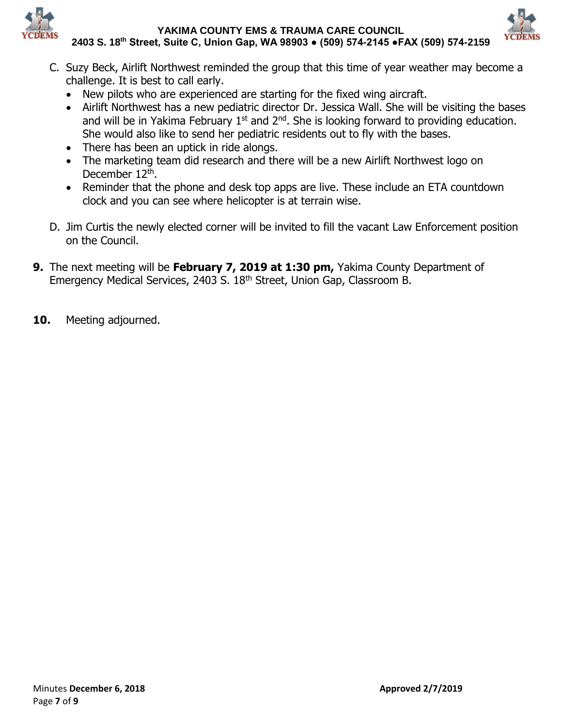C. Suzy Beck, Airlift Northwest reminded the group that this time of year weather may become a challenge. It is best to call early.
   - New pilots who are experienced are starting for the fixed wing aircraft.
   - Airlift Northwest has a new pediatric director Dr. Jessica Wall. She will be visiting the bases and will be in Yakima February 1st and 2nd. She is looking forward to providing education. She would also like to send her pediatric residents out to fly with the bases.
   - There has been an uptick in ride alongs.
   - The marketing team did research and there will be a new Airlift Northwest logo on December 12th.
   - Reminder that the phone and desk top apps are live. These include an ETA countdown clock and you can see where helicopter is at terrain wise.

D. Jim Curtis the newly elected corner will be invited to fill the vacant Law Enforcement position on the Council.

**9.** The next meeting will be **February 7, 2019 at 1:30 pm,** Yakima County Department of Emergency Medical Services, 2403 S. 18th Street, Union Gap, Classroom B.

**10.** Meeting adjourned.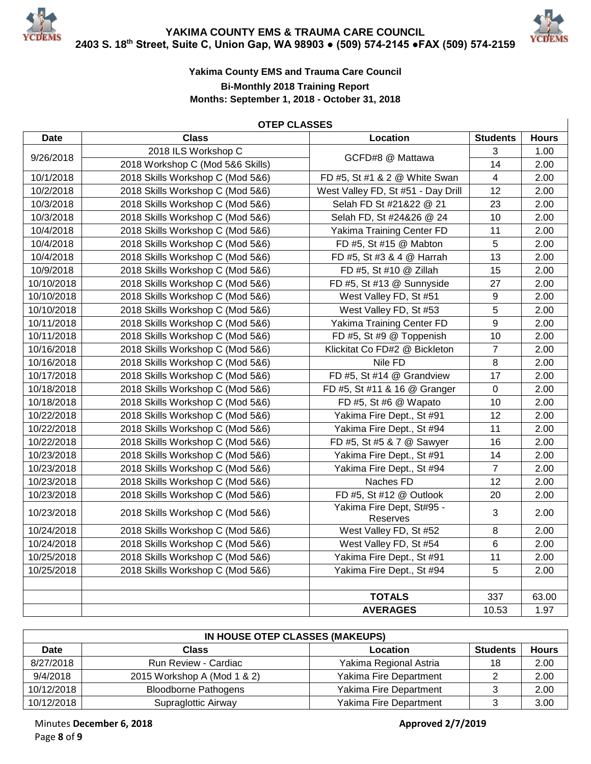# YAKIMA COUNTY EMS & TRAUMA CARE COUNCIL

**2403 S. 18th Street, Suite C, Union Gap, WA 98903 ● (509) 574-2145 ●FAX (509) 574-2159**

**Yakima County EMS and Trauma Care Council**
**Bi-Monthly 2018 Training Report**
**Months: September 1, 2018 - October 31, 2018**

| OTEP CLASSES | | | | |
|---|---|---|---|---|
| **Date** | **Class** | **Location** | **Students** | **Hours** |
| 9/26/2018 | 2018 ILS Workshop C | GCFD#8 @ Mattawa | 3 | 1.00 |
| | 2018 Workshop C (Mod 5&6 Skills) | | 14 | 2.00 |
| 10/1/2018 | 2018 Skills Workshop C (Mod 5&6) | FD #5, St #1 & 2 @ White Swan | 4 | 2.00 |
| 10/2/2018 | 2018 Skills Workshop C (Mod 5&6) | West Valley FD, St #51 - Day Drill | 12 | 2.00 |
| 10/3/2018 | 2018 Skills Workshop C (Mod 5&6) | Selah FD St #21&22 @ 21 | 23 | 2.00 |
| 10/3/2018 | 2018 Skills Workshop C (Mod 5&6) | Selah FD, St #24&26 @ 24 | 10 | 2.00 |
| 10/4/2018 | 2018 Skills Workshop C (Mod 5&6) | Yakima Training Center FD | 11 | 2.00 |
| 10/4/2018 | 2018 Skills Workshop C (Mod 5&6) | FD #5, St #15 @ Mabton | 5 | 2.00 |
| 10/4/2018 | 2018 Skills Workshop C (Mod 5&6) | FD #5, St #3 & 4 @ Harrah | 13 | 2.00 |
| 10/9/2018 | 2018 Skills Workshop C (Mod 5&6) | FD #5, St #10 @ Zillah | 15 | 2.00 |
| 10/10/2018 | 2018 Skills Workshop C (Mod 5&6) | FD #5, St #13 @ Sunnyside | 27 | 2.00 |
| 10/10/2018 | 2018 Skills Workshop C (Mod 5&6) | West Valley FD, St #51 | 9 | 2.00 |
| 10/10/2018 | 2018 Skills Workshop C (Mod 5&6) | West Valley FD, St #53 | 5 | 2.00 |
| 10/11/2018 | 2018 Skills Workshop C (Mod 5&6) | Yakima Training Center FD | 9 | 2.00 |
| 10/11/2018 | 2018 Skills Workshop C (Mod 5&6) | FD #5, St #9 @ Toppenish | 10 | 2.00 |
| 10/16/2018 | 2018 Skills Workshop C (Mod 5&6) | Klickitat Co FD#2 @ Bickleton | 7 | 2.00 |
| 10/16/2018 | 2018 Skills Workshop C (Mod 5&6) | Nile FD | 8 | 2.00 |
| 10/17/2018 | 2018 Skills Workshop C (Mod 5&6) | FD #5, St #14 @ Grandview | 17 | 2.00 |
| 10/18/2018 | 2018 Skills Workshop C (Mod 5&6) | FD #5, St #11 & 16 @ Granger | 0 | 2.00 |
| 10/18/2018 | 2018 Skills Workshop C (Mod 5&6) | FD #5, St #6 @ Wapato | 10 | 2.00 |
| 10/22/2018 | 2018 Skills Workshop C (Mod 5&6) | Yakima Fire Dept., St #91 | 12 | 2.00 |
| 10/22/2018 | 2018 Skills Workshop C (Mod 5&6) | Yakima Fire Dept., St #94 | 11 | 2.00 |
| 10/22/2018 | 2018 Skills Workshop C (Mod 5&6) | FD #5, St #5 & 7 @ Sawyer | 16 | 2.00 |
| 10/23/2018 | 2018 Skills Workshop C (Mod 5&6) | Yakima Fire Dept., St #91 | 14 | 2.00 |
| 10/23/2018 | 2018 Skills Workshop C (Mod 5&6) | Yakima Fire Dept., St #94 | 7 | 2.00 |
| 10/23/2018 | 2018 Skills Workshop C (Mod 5&6) | Naches FD | 12 | 2.00 |
| 10/23/2018 | 2018 Skills Workshop C (Mod 5&6) | FD #5, St #12 @ Outlook | 20 | 2.00 |
| 10/23/2018 | 2018 Skills Workshop C (Mod 5&6) | Yakima Fire Dept, St#95 - Reserves | 3 | 2.00 |
| 10/24/2018 | 2018 Skills Workshop C (Mod 5&6) | West Valley FD, St #52 | 8 | 2.00 |
| 10/24/2018 | 2018 Skills Workshop C (Mod 5&6) | West Valley FD, St #54 | 6 | 2.00 |
| 10/25/2018 | 2018 Skills Workshop C (Mod 5&6) | Yakima Fire Dept., St #91 | 11 | 2.00 |
| 10/25/2018 | 2018 Skills Workshop C (Mod 5&6) | Yakima Fire Dept., St #94 | 5 | 2.00 |
| | | | | |
| | | **TOTALS** | 337 | 63.00 |
| | | **AVERAGES** | 10.53 | 1.97 |

| IN HOUSE OTEP CLASSES (MAKEUPS) | | | | |
|---|---|---|---|---|
| **Date** | **Class** | **Location** | **Students** | **Hours** |
| 8/27/2018 | Run Review - Cardiac | Yakima Regional Astria | 18 | 2.00 |
| 9/4/2018 | 2015 Workshop A (Mod 1 & 2) | Yakima Fire Department | 2 | 2.00 |
| 10/12/2018 | Bloodborne Pathogens | Yakima Fire Department | 3 | 2.00 |
| 10/12/2018 | Supraglottic Airway | Yakima Fire Department | 3 | 3.00 |

Minutes **December 6, 2018** **Approved 2/7/2019**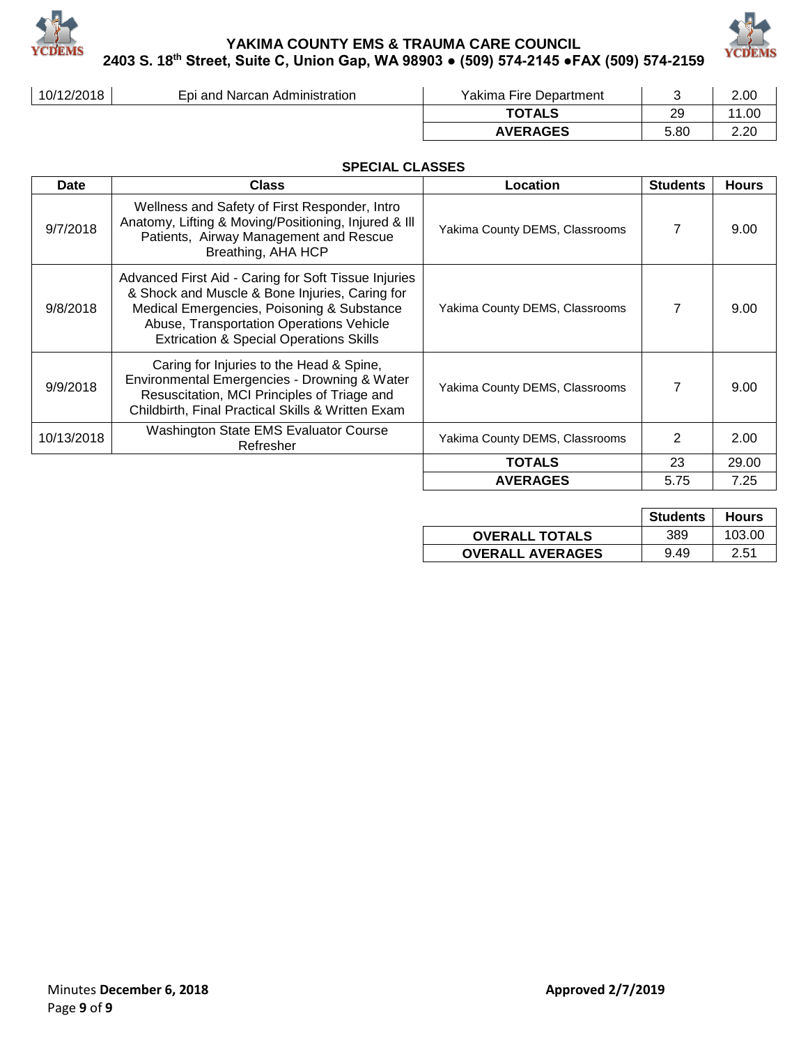| | | | | |
|---|---|---|---|---|
| 10/12/2018 | Epi and Narcan Administration | Yakima Fire Department | 3 | 2.00 |
| | | **TOTALS** | 29 | 11.00 |
| | | **AVERAGES** | 5.80 | 2.20 |

**SPECIAL CLASSES**

| Date | Class | Location | Students | Hours |
|---|---|---|---|---|
| 9/7/2018 | Wellness and Safety of First Responder, Intro Anatomy, Lifting & Moving/Positioning, Injured & Ill Patients, Airway Management and Rescue Breathing, AHA HCP | Yakima County DEMS, Classrooms | 7 | 9.00 |
| 9/8/2018 | Advanced First Aid - Caring for Soft Tissue Injuries & Shock and Muscle & Bone Injuries, Caring for Medical Emergencies, Poisoning & Substance Abuse, Transportation Operations Vehicle Extrication & Special Operations Skills | Yakima County DEMS, Classrooms | 7 | 9.00 |
| 9/9/2018 | Caring for Injuries to the Head & Spine, Environmental Emergencies - Drowning & Water Resuscitation, MCI Principles of Triage and Childbirth, Final Practical Skills & Written Exam | Yakima County DEMS, Classrooms | 7 | 9.00 |
| 10/13/2018 | Washington State EMS Evaluator Course Refresher | Yakima County DEMS, Classrooms | 2 | 2.00 |
| | | **TOTALS** | 23 | 29.00 |
| | | **AVERAGES** | 5.75 | 7.25 |

| | Students | Hours |
|---|---|---|
| **OVERALL TOTALS** | 389 | 103.00 |
| **OVERALL AVERAGES** | 9.49 | 2.51 |

Minutes **December 6, 2018** **Approved 2/7/2019**